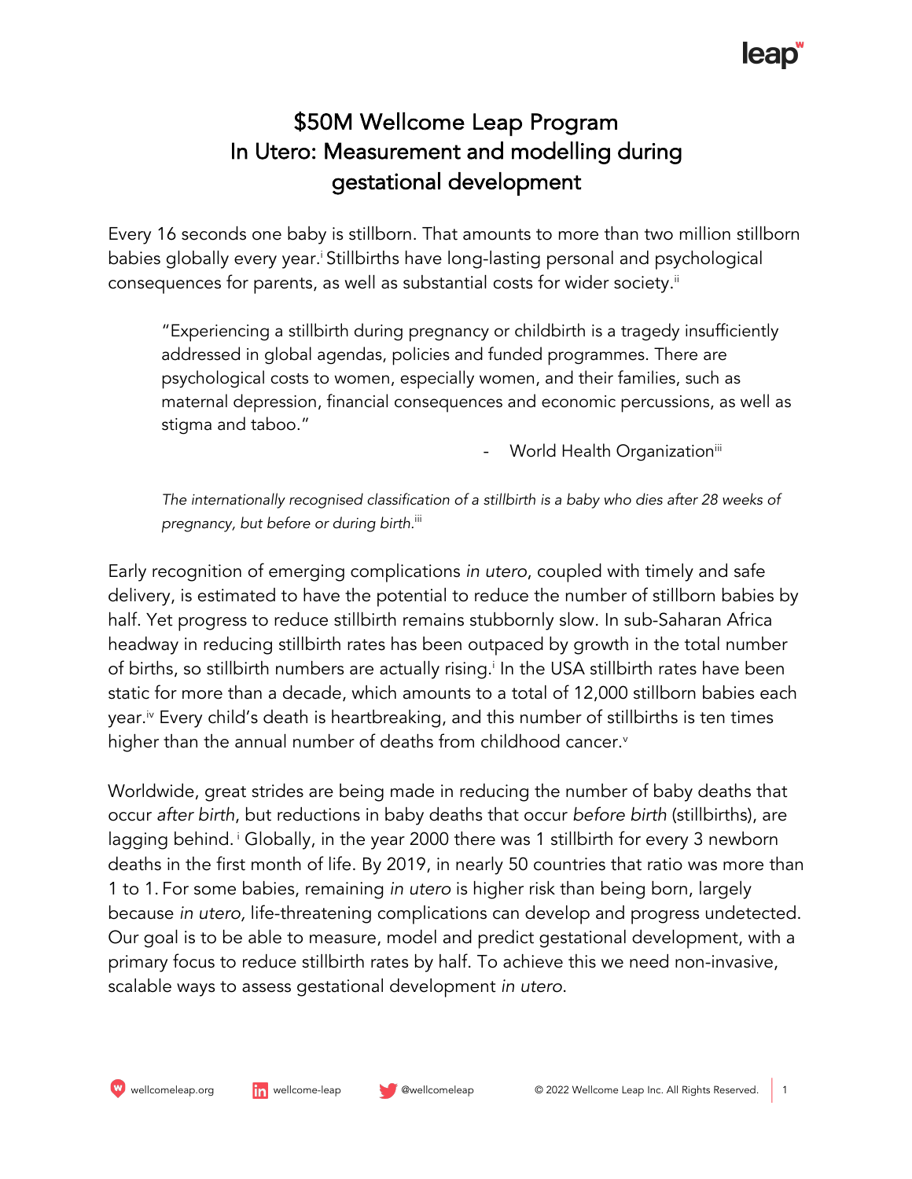# $50M Wellcome Leap Program
# In Utero: Measurement and modelling during gestational development

Every 16 seconds one baby is stillborn. That amounts to more than two million stillborn babies globally every year.[i] Stillbirths have long-lasting personal and psychological consequences for parents, as well as substantial costs for wider society.[ii]

> "Experiencing a stillbirth during pregnancy or childbirth is a tragedy insufficiently addressed in global agendas, policies and funded programmes. There are psychological costs to women, especially women, and their families, such as maternal depression, financial consequences and economic percussions, as well as stigma and taboo."
>
> \- World Health Organization[iii]

> *The internationally recognised classification of a stillbirth is a baby who dies after 28 weeks of pregnancy, but before or during birth.*[iii]

Early recognition of emerging complications *in utero*, coupled with timely and safe delivery, is estimated to have the potential to reduce the number of stillborn babies by half. Yet progress to reduce stillbirth remains stubbornly slow. In sub-Saharan Africa headway in reducing stillbirth rates has been outpaced by growth in the total number of births, so stillbirth numbers are actually rising.[i] In the USA stillbirth rates have been static for more than a decade, which amounts to a total of 12,000 stillborn babies each year.[iv] Every child's death is heartbreaking, and this number of stillbirths is ten times higher than the annual number of deaths from childhood cancer.[v]

Worldwide, great strides are being made in reducing the number of baby deaths that occur *after birth*, but reductions in baby deaths that occur *before birth* (stillbirths), are lagging behind.[i] Globally, in the year 2000 there was 1 stillbirth for every 3 newborn deaths in the first month of life. By 2019, in nearly 50 countries that ratio was more than 1 to 1. For some babies, remaining *in utero* is higher risk than being born, largely because *in utero,* life-threatening complications can develop and progress undetected. Our goal is to be able to measure, model and predict gestational development, with a primary focus to reduce stillbirth rates by half. To achieve this we need non-invasive, scalable ways to assess gestational development *in utero*.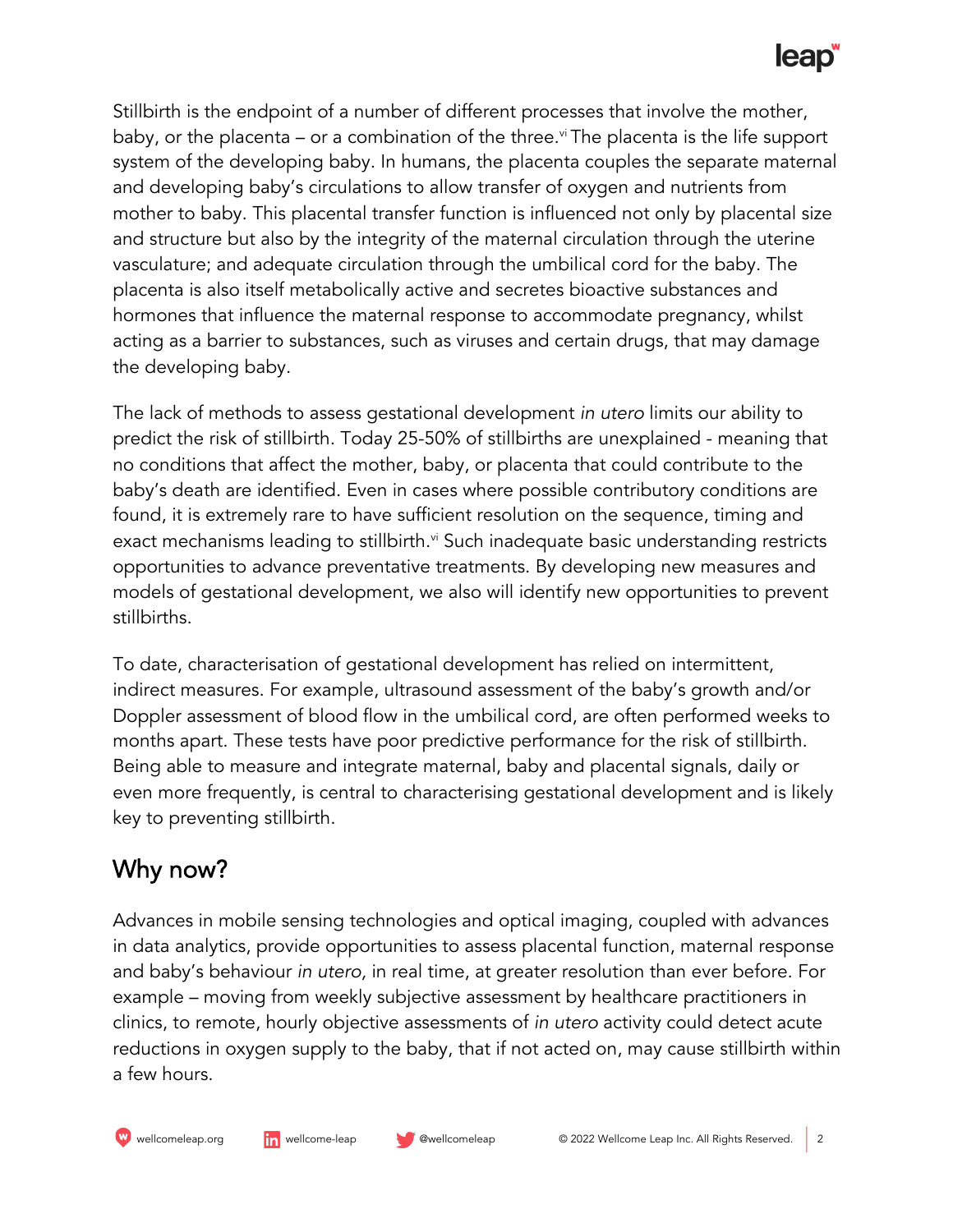Stillbirth is the endpoint of a number of different processes that involve the mother, baby, or the placenta – or a combination of the three.[vi] The placenta is the life support system of the developing baby. In humans, the placenta couples the separate maternal and developing baby's circulations to allow transfer of oxygen and nutrients from mother to baby. This placental transfer function is influenced not only by placental size and structure but also by the integrity of the maternal circulation through the uterine vasculature; and adequate circulation through the umbilical cord for the baby. The placenta is also itself metabolically active and secretes bioactive substances and hormones that influence the maternal response to accommodate pregnancy, whilst acting as a barrier to substances, such as viruses and certain drugs, that may damage the developing baby.

The lack of methods to assess gestational development *in utero* limits our ability to predict the risk of stillbirth. Today 25-50% of stillbirths are unexplained - meaning that no conditions that affect the mother, baby, or placenta that could contribute to the baby's death are identified. Even in cases where possible contributory conditions are found, it is extremely rare to have sufficient resolution on the sequence, timing and exact mechanisms leading to stillbirth.[vi] Such inadequate basic understanding restricts opportunities to advance preventative treatments. By developing new measures and models of gestational development, we also will identify new opportunities to prevent stillbirths.

To date, characterisation of gestational development has relied on intermittent, indirect measures. For example, ultrasound assessment of the baby's growth and/or Doppler assessment of blood flow in the umbilical cord, are often performed weeks to months apart. These tests have poor predictive performance for the risk of stillbirth. Being able to measure and integrate maternal, baby and placental signals, daily or even more frequently, is central to characterising gestational development and is likely key to preventing stillbirth.

## Why now?

Advances in mobile sensing technologies and optical imaging, coupled with advances in data analytics, provide opportunities to assess placental function, maternal response and baby's behaviour *in utero,* in real time, at greater resolution than ever before. For example – moving from weekly subjective assessment by healthcare practitioners in clinics, to remote, hourly objective assessments of *in utero* activity could detect acute reductions in oxygen supply to the baby, that if not acted on, may cause stillbirth within a few hours.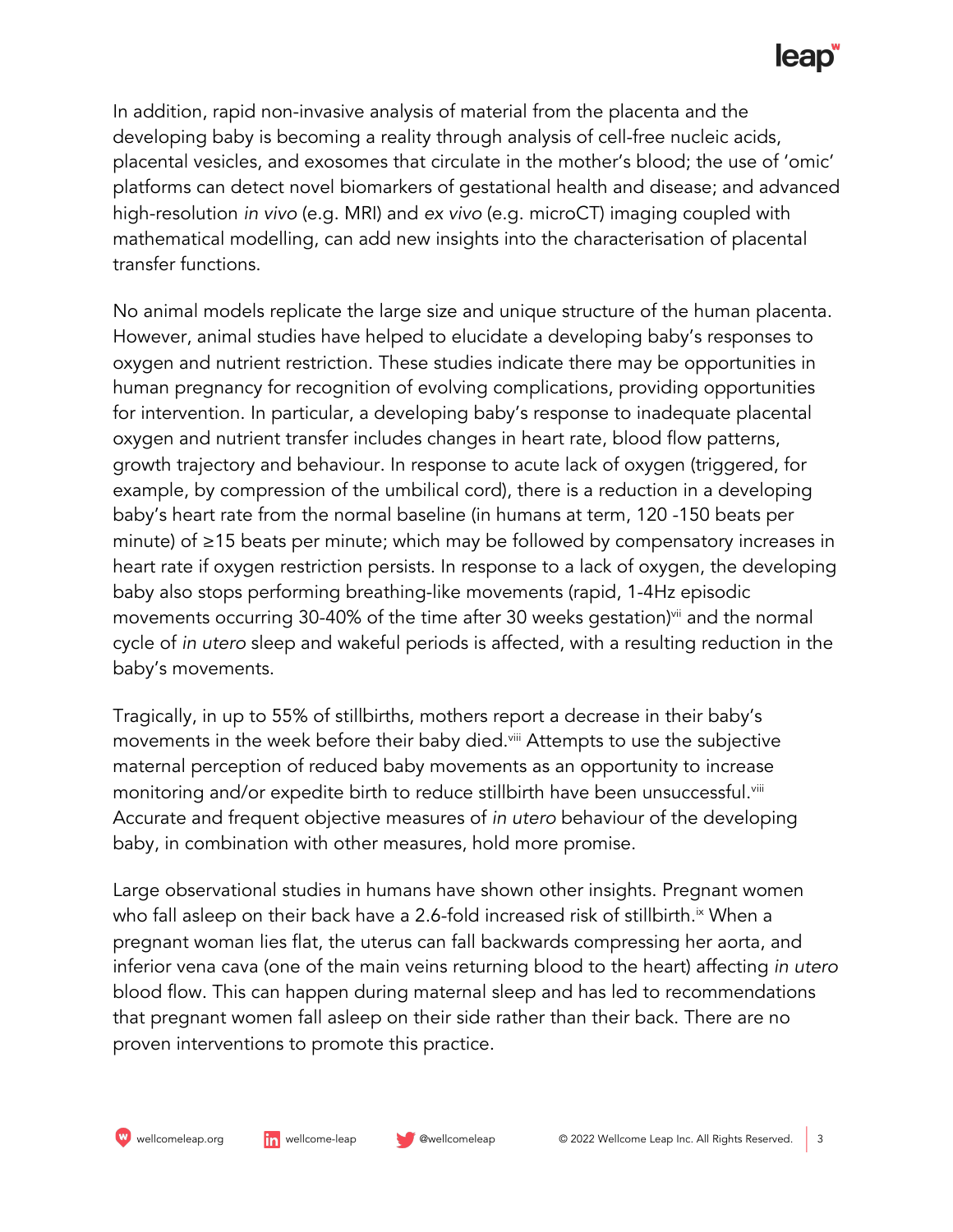In addition, rapid non-invasive analysis of material from the placenta and the developing baby is becoming a reality through analysis of cell-free nucleic acids, placental vesicles, and exosomes that circulate in the mother's blood; the use of 'omic' platforms can detect novel biomarkers of gestational health and disease; and advanced high-resolution *in vivo* (e.g. MRI) and *ex vivo* (e.g. microCT) imaging coupled with mathematical modelling, can add new insights into the characterisation of placental transfer functions.

No animal models replicate the large size and unique structure of the human placenta. However, animal studies have helped to elucidate a developing baby's responses to oxygen and nutrient restriction. These studies indicate there may be opportunities in human pregnancy for recognition of evolving complications, providing opportunities for intervention. In particular, a developing baby's response to inadequate placental oxygen and nutrient transfer includes changes in heart rate, blood flow patterns, growth trajectory and behaviour. In response to acute lack of oxygen (triggered, for example, by compression of the umbilical cord), there is a reduction in a developing baby's heart rate from the normal baseline (in humans at term, 120 -150 beats per minute) of ≥15 beats per minute; which may be followed by compensatory increases in heart rate if oxygen restriction persists. In response to a lack of oxygen, the developing baby also stops performing breathing-like movements (rapid, 1-4Hz episodic movements occurring 30-40% of the time after 30 weeks gestation)[vii] and the normal cycle of *in utero* sleep and wakeful periods is affected, with a resulting reduction in the baby's movements.

Tragically, in up to 55% of stillbirths, mothers report a decrease in their baby's movements in the week before their baby died.[viii] Attempts to use the subjective maternal perception of reduced baby movements as an opportunity to increase monitoring and/or expedite birth to reduce stillbirth have been unsuccessful.[viii] Accurate and frequent objective measures of *in utero* behaviour of the developing baby, in combination with other measures, hold more promise.

Large observational studies in humans have shown other insights. Pregnant women who fall asleep on their back have a 2.6-fold increased risk of stillbirth.[ix] When a pregnant woman lies flat, the uterus can fall backwards compressing her aorta, and inferior vena cava (one of the main veins returning blood to the heart) affecting *in utero* blood flow. This can happen during maternal sleep and has led to recommendations that pregnant women fall asleep on their side rather than their back. There are no proven interventions to promote this practice.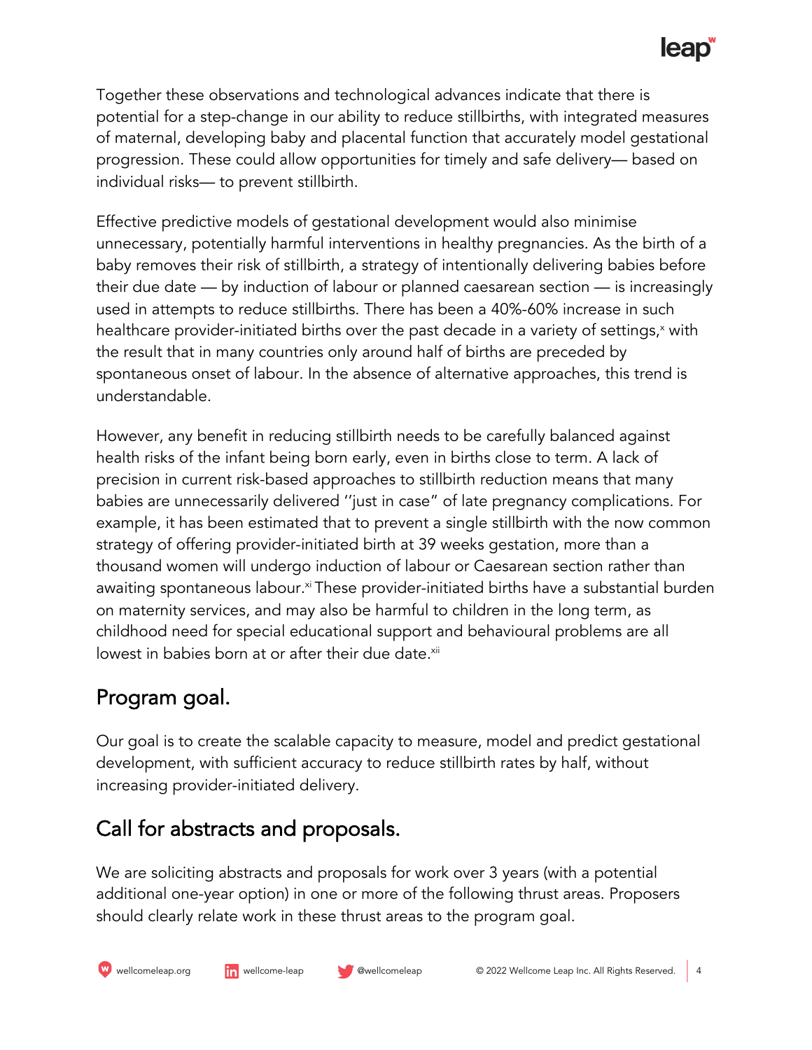Together these observations and technological advances indicate that there is potential for a step-change in our ability to reduce stillbirths, with integrated measures of maternal, developing baby and placental function that accurately model gestational progression. These could allow opportunities for timely and safe delivery— based on individual risks— to prevent stillbirth.

Effective predictive models of gestational development would also minimise unnecessary, potentially harmful interventions in healthy pregnancies. As the birth of a baby removes their risk of stillbirth, a strategy of intentionally delivering babies before their due date — by induction of labour or planned caesarean section — is increasingly used in attempts to reduce stillbirths. There has been a 40%-60% increase in such healthcare provider-initiated births over the past decade in a variety of settings,[x] with the result that in many countries only around half of births are preceded by spontaneous onset of labour. In the absence of alternative approaches, this trend is understandable.

However, any benefit in reducing stillbirth needs to be carefully balanced against health risks of the infant being born early, even in births close to term. A lack of precision in current risk-based approaches to stillbirth reduction means that many babies are unnecessarily delivered ''just in case" of late pregnancy complications. For example, it has been estimated that to prevent a single stillbirth with the now common strategy of offering provider-initiated birth at 39 weeks gestation, more than a thousand women will undergo induction of labour or Caesarean section rather than awaiting spontaneous labour.[xi] These provider-initiated births have a substantial burden on maternity services, and may also be harmful to children in the long term, as childhood need for special educational support and behavioural problems are all lowest in babies born at or after their due date.[xii]

## Program goal.

Our goal is to create the scalable capacity to measure, model and predict gestational development, with sufficient accuracy to reduce stillbirth rates by half, without increasing provider-initiated delivery.

## Call for abstracts and proposals.

We are soliciting abstracts and proposals for work over 3 years (with a potential additional one-year option) in one or more of the following thrust areas. Proposers should clearly relate work in these thrust areas to the program goal.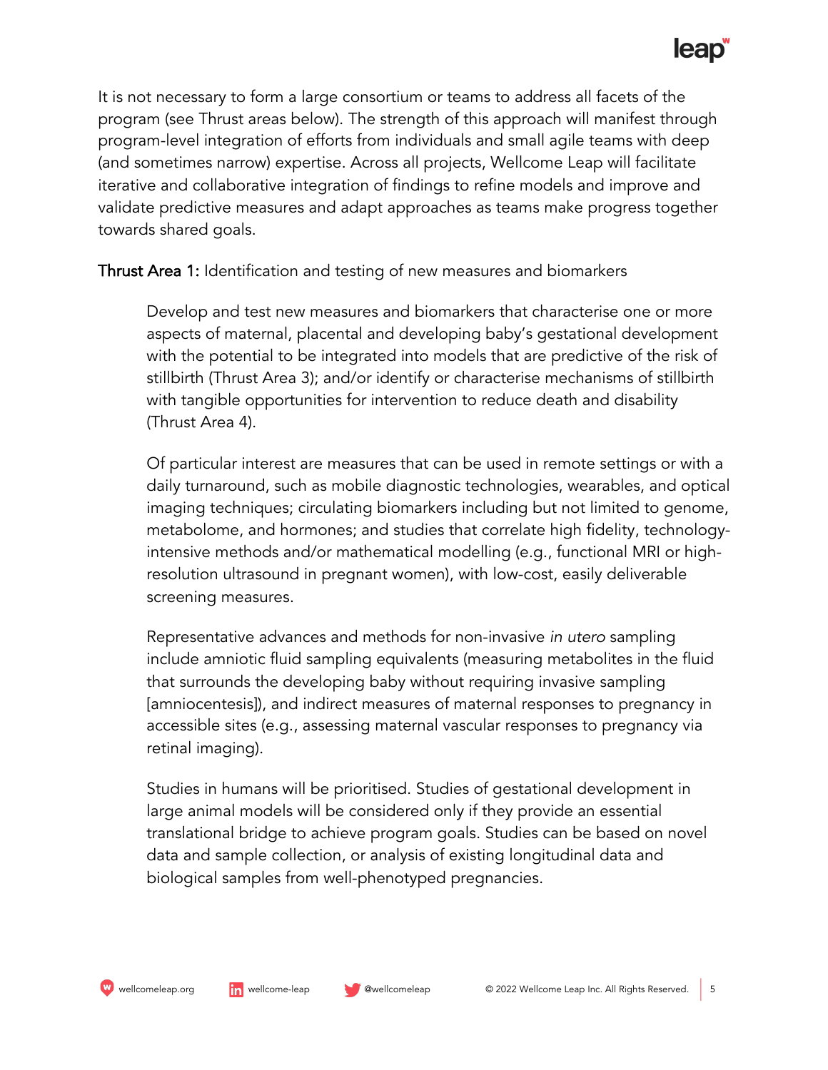It is not necessary to form a large consortium or teams to address all facets of the program (see Thrust areas below). The strength of this approach will manifest through program-level integration of efforts from individuals and small agile teams with deep (and sometimes narrow) expertise. Across all projects, Wellcome Leap will facilitate iterative and collaborative integration of findings to refine models and improve and validate predictive measures and adapt approaches as teams make progress together towards shared goals.

**Thrust Area 1:** Identification and testing of new measures and biomarkers

> Develop and test new measures and biomarkers that characterise one or more aspects of maternal, placental and developing baby's gestational development with the potential to be integrated into models that are predictive of the risk of stillbirth (Thrust Area 3); and/or identify or characterise mechanisms of stillbirth with tangible opportunities for intervention to reduce death and disability (Thrust Area 4).
>
> Of particular interest are measures that can be used in remote settings or with a daily turnaround, such as mobile diagnostic technologies, wearables, and optical imaging techniques; circulating biomarkers including but not limited to genome, metabolome, and hormones; and studies that correlate high fidelity, technology-intensive methods and/or mathematical modelling (e.g., functional MRI or high-resolution ultrasound in pregnant women), with low-cost, easily deliverable screening measures.
>
> Representative advances and methods for non-invasive *in utero* sampling include amniotic fluid sampling equivalents (measuring metabolites in the fluid that surrounds the developing baby without requiring invasive sampling [amniocentesis]), and indirect measures of maternal responses to pregnancy in accessible sites (e.g., assessing maternal vascular responses to pregnancy via retinal imaging).
>
> Studies in humans will be prioritised. Studies of gestational development in large animal models will be considered only if they provide an essential translational bridge to achieve program goals. Studies can be based on novel data and sample collection, or analysis of existing longitudinal data and biological samples from well-phenotyped pregnancies.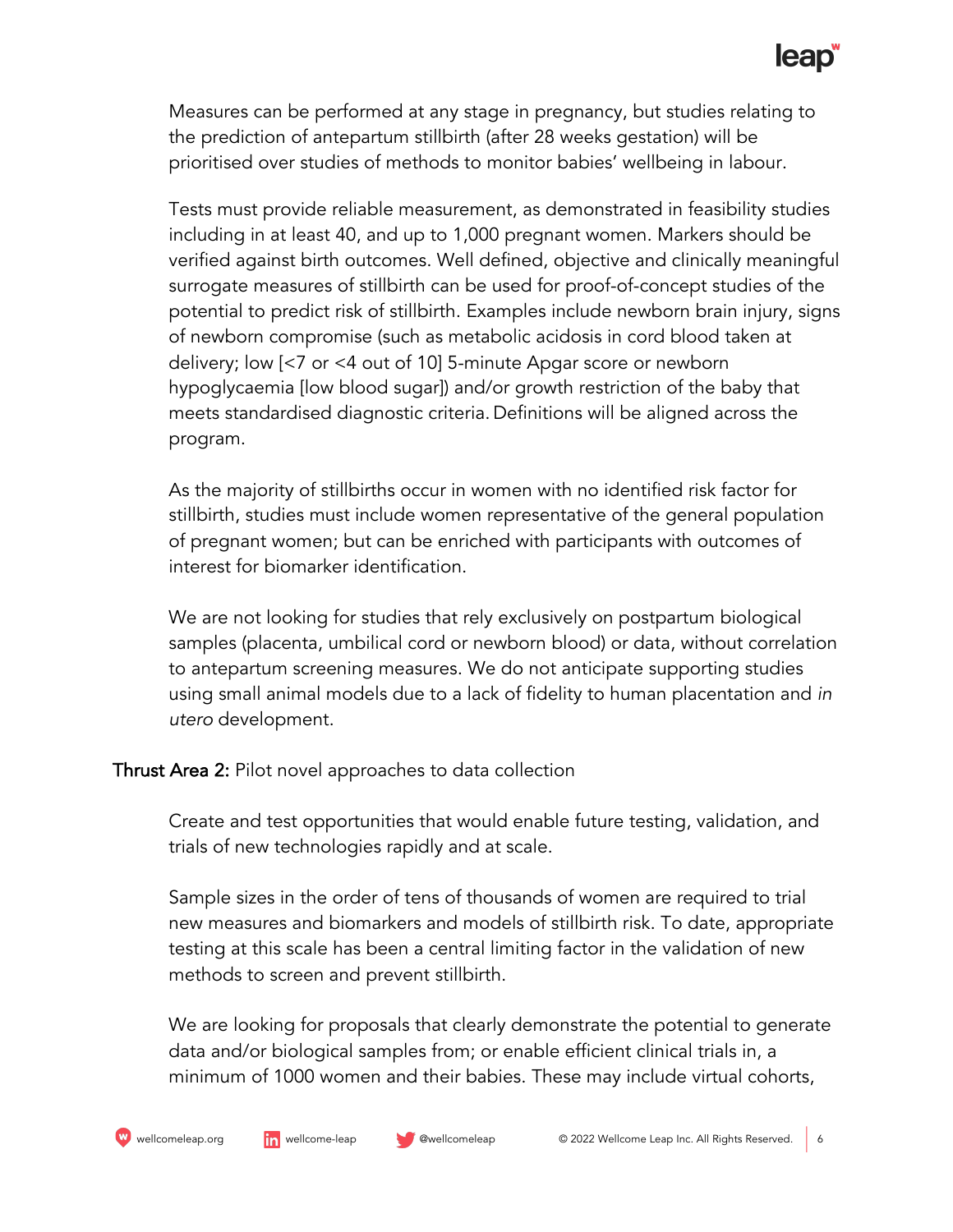Measures can be performed at any stage in pregnancy, but studies relating to the prediction of antepartum stillbirth (after 28 weeks gestation) will be prioritised over studies of methods to monitor babies' wellbeing in labour.

Tests must provide reliable measurement, as demonstrated in feasibility studies including in at least 40, and up to 1,000 pregnant women. Markers should be verified against birth outcomes. Well defined, objective and clinically meaningful surrogate measures of stillbirth can be used for proof-of-concept studies of the potential to predict risk of stillbirth. Examples include newborn brain injury, signs of newborn compromise (such as metabolic acidosis in cord blood taken at delivery; low [<7 or <4 out of 10] 5-minute Apgar score or newborn hypoglycaemia [low blood sugar]) and/or growth restriction of the baby that meets standardised diagnostic criteria. Definitions will be aligned across the program.

As the majority of stillbirths occur in women with no identified risk factor for stillbirth, studies must include women representative of the general population of pregnant women; but can be enriched with participants with outcomes of interest for biomarker identification.

We are not looking for studies that rely exclusively on postpartum biological samples (placenta, umbilical cord or newborn blood) or data, without correlation to antepartum screening measures. We do not anticipate supporting studies using small animal models due to a lack of fidelity to human placentation and *in utero* development.

**Thrust Area 2:** Pilot novel approaches to data collection

Create and test opportunities that would enable future testing, validation, and trials of new technologies rapidly and at scale.

Sample sizes in the order of tens of thousands of women are required to trial new measures and biomarkers and models of stillbirth risk. To date, appropriate testing at this scale has been a central limiting factor in the validation of new methods to screen and prevent stillbirth.

We are looking for proposals that clearly demonstrate the potential to generate data and/or biological samples from; or enable efficient clinical trials in, a minimum of 1000 women and their babies. These may include virtual cohorts,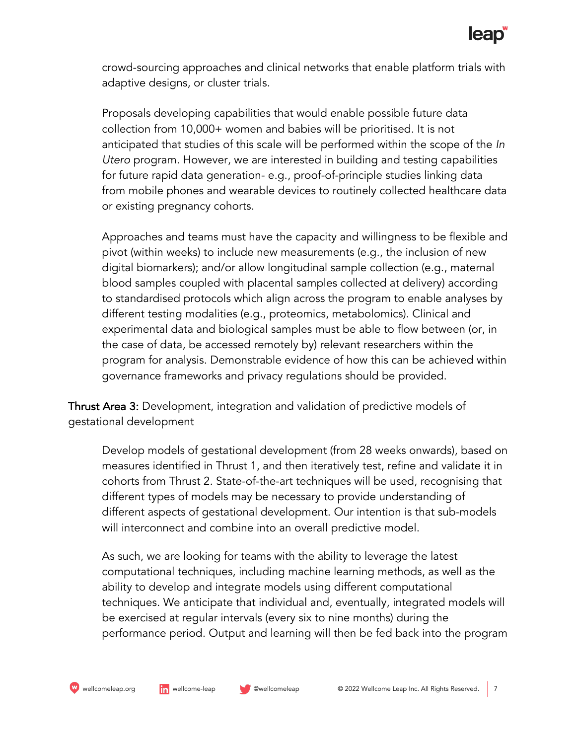crowd-sourcing approaches and clinical networks that enable platform trials with adaptive designs, or cluster trials.

Proposals developing capabilities that would enable possible future data collection from 10,000+ women and babies will be prioritised. It is not anticipated that studies of this scale will be performed within the scope of the *In Utero* program. However, we are interested in building and testing capabilities for future rapid data generation- e.g., proof-of-principle studies linking data from mobile phones and wearable devices to routinely collected healthcare data or existing pregnancy cohorts.

Approaches and teams must have the capacity and willingness to be flexible and pivot (within weeks) to include new measurements (e.g., the inclusion of new digital biomarkers); and/or allow longitudinal sample collection (e.g., maternal blood samples coupled with placental samples collected at delivery) according to standardised protocols which align across the program to enable analyses by different testing modalities (e.g., proteomics, metabolomics). Clinical and experimental data and biological samples must be able to flow between (or, in the case of data, be accessed remotely by) relevant researchers within the program for analysis. Demonstrable evidence of how this can be achieved within governance frameworks and privacy regulations should be provided.

**Thrust Area 3:** Development, integration and validation of predictive models of gestational development

Develop models of gestational development (from 28 weeks onwards), based on measures identified in Thrust 1, and then iteratively test, refine and validate it in cohorts from Thrust 2. State-of-the-art techniques will be used, recognising that different types of models may be necessary to provide understanding of different aspects of gestational development. Our intention is that sub-models will interconnect and combine into an overall predictive model.

As such, we are looking for teams with the ability to leverage the latest computational techniques, including machine learning methods, as well as the ability to develop and integrate models using different computational techniques. We anticipate that individual and, eventually, integrated models will be exercised at regular intervals (every six to nine months) during the performance period. Output and learning will then be fed back into the program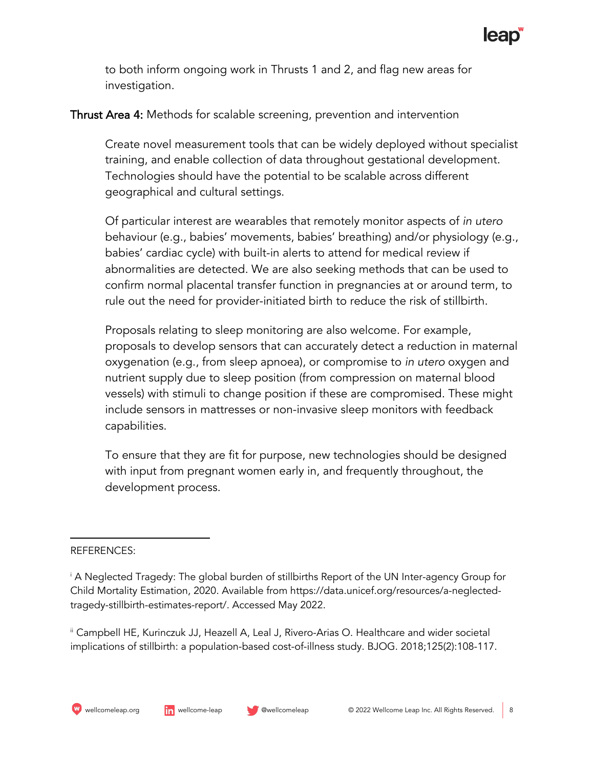to both inform ongoing work in Thrusts 1 and 2, and flag new areas for investigation.

**Thrust Area 4:** Methods for scalable screening, prevention and intervention

Create novel measurement tools that can be widely deployed without specialist training, and enable collection of data throughout gestational development. Technologies should have the potential to be scalable across different geographical and cultural settings.

Of particular interest are wearables that remotely monitor aspects of *in utero* behaviour (e.g., babies' movements, babies' breathing) and/or physiology (e.g., babies' cardiac cycle) with built-in alerts to attend for medical review if abnormalities are detected. We are also seeking methods that can be used to confirm normal placental transfer function in pregnancies at or around term, to rule out the need for provider-initiated birth to reduce the risk of stillbirth.

Proposals relating to sleep monitoring are also welcome. For example, proposals to develop sensors that can accurately detect a reduction in maternal oxygenation (e.g., from sleep apnoea), or compromise to *in utero* oxygen and nutrient supply due to sleep position (from compression on maternal blood vessels) with stimuli to change position if these are compromised. These might include sensors in mattresses or non-invasive sleep monitors with feedback capabilities.

To ensure that they are fit for purpose, new technologies should be designed with input from pregnant women early in, and frequently throughout, the development process.

---

REFERENCES:

[i] A Neglected Tragedy: The global burden of stillbirths Report of the UN Inter-agency Group for Child Mortality Estimation, 2020. Available from https://data.unicef.org/resources/a-neglected-tragedy-stillbirth-estimates-report/. Accessed May 2022.

[ii] Campbell HE, Kurinczuk JJ, Heazell A, Leal J, Rivero-Arias O. Healthcare and wider societal implications of stillbirth: a population-based cost-of-illness study. BJOG. 2018;125(2):108-117.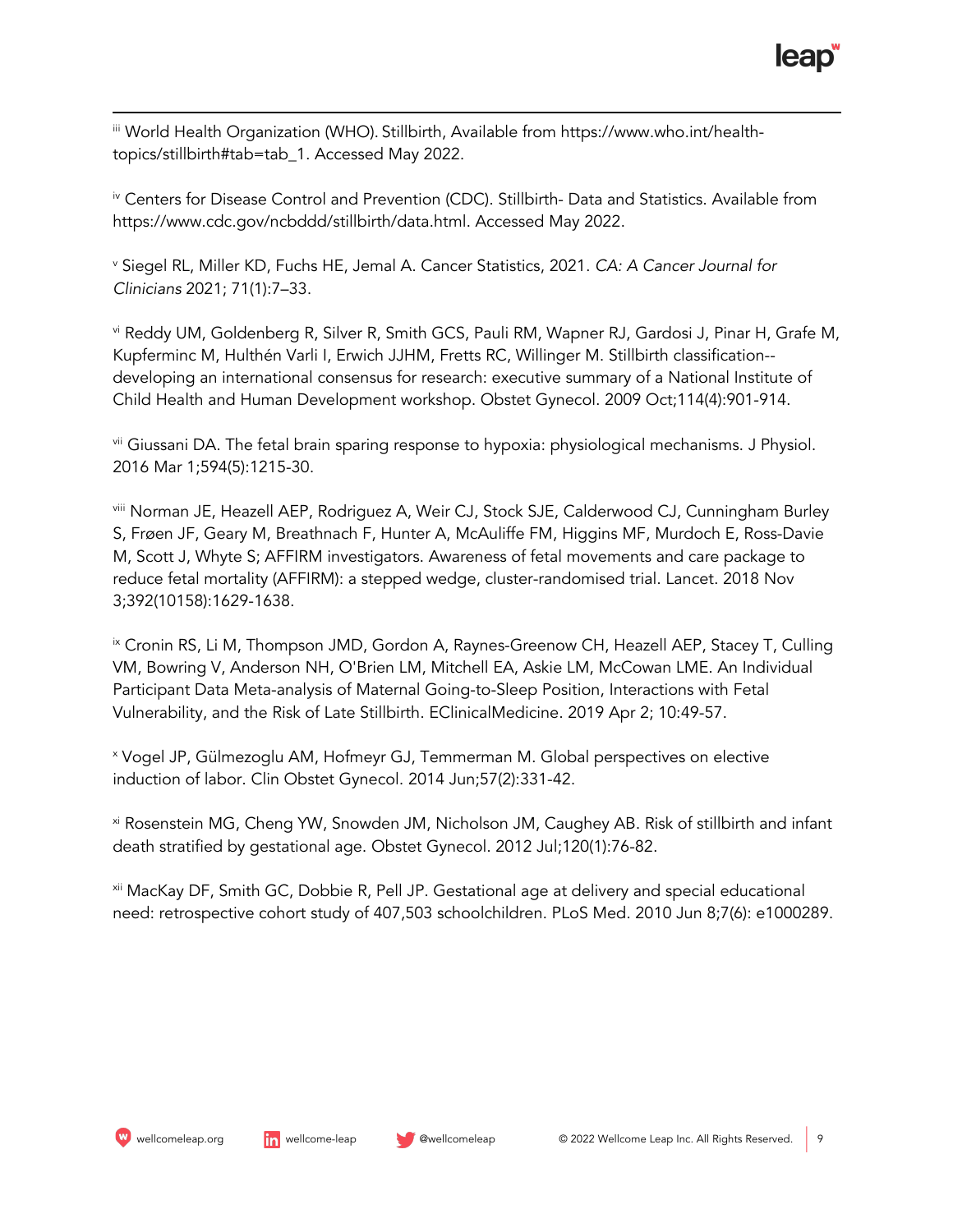[iii] World Health Organization (WHO). Stillbirth, Available from https://www.who.int/health-topics/stillbirth#tab=tab_1. Accessed May 2022.

[iv] Centers for Disease Control and Prevention (CDC). Stillbirth- Data and Statistics. Available from https://www.cdc.gov/ncbddd/stillbirth/data.html. Accessed May 2022.

[v] Siegel RL, Miller KD, Fuchs HE, Jemal A. Cancer Statistics, 2021. *CA: A Cancer Journal for Clinicians* 2021; 71(1):7–33.

[vi] Reddy UM, Goldenberg R, Silver R, Smith GCS, Pauli RM, Wapner RJ, Gardosi J, Pinar H, Grafe M, Kupferminc M, Hulthén Varli I, Erwich JJHM, Fretts RC, Willinger M. Stillbirth classification--developing an international consensus for research: executive summary of a National Institute of Child Health and Human Development workshop. Obstet Gynecol. 2009 Oct;114(4):901-914.

[vii] Giussani DA. The fetal brain sparing response to hypoxia: physiological mechanisms. J Physiol. 2016 Mar 1;594(5):1215-30.

[viii] Norman JE, Heazell AEP, Rodriguez A, Weir CJ, Stock SJE, Calderwood CJ, Cunningham Burley S, Frøen JF, Geary M, Breathnach F, Hunter A, McAuliffe FM, Higgins MF, Murdoch E, Ross-Davie M, Scott J, Whyte S; AFFIRM investigators. Awareness of fetal movements and care package to reduce fetal mortality (AFFIRM): a stepped wedge, cluster-randomised trial. Lancet. 2018 Nov 3;392(10158):1629-1638.

[ix] Cronin RS, Li M, Thompson JMD, Gordon A, Raynes-Greenow CH, Heazell AEP, Stacey T, Culling VM, Bowring V, Anderson NH, O'Brien LM, Mitchell EA, Askie LM, McCowan LME. An Individual Participant Data Meta-analysis of Maternal Going-to-Sleep Position, Interactions with Fetal Vulnerability, and the Risk of Late Stillbirth. EClinicalMedicine. 2019 Apr 2; 10:49-57.

[x] Vogel JP, Gülmezoglu AM, Hofmeyr GJ, Temmerman M. Global perspectives on elective induction of labor. Clin Obstet Gynecol. 2014 Jun;57(2):331-42.

[xi] Rosenstein MG, Cheng YW, Snowden JM, Nicholson JM, Caughey AB. Risk of stillbirth and infant death stratified by gestational age. Obstet Gynecol. 2012 Jul;120(1):76-82.

[xii] MacKay DF, Smith GC, Dobbie R, Pell JP. Gestational age at delivery and special educational need: retrospective cohort study of 407,503 schoolchildren. PLoS Med. 2010 Jun 8;7(6): e1000289.